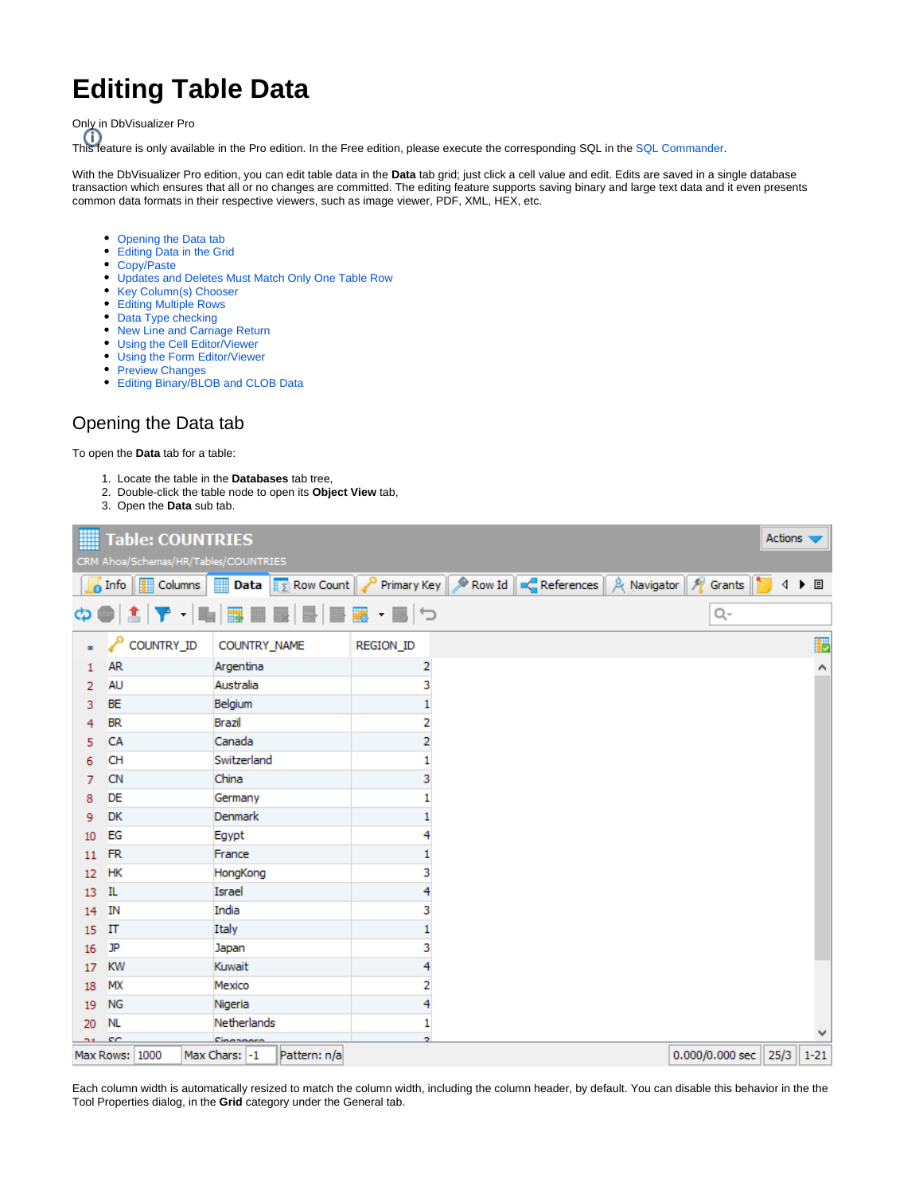# Editing Table Data

Only in DbVisualizer Pro

This feature is only available in the Pro edition. In the Free edition, please execute the corresponding SQL in the SQL Commander.

With the DbVisualizer Pro edition, you can edit table data in the **Data** tab grid; just click a cell value and edit. Edits are saved in a single database transaction which ensures that all or no changes are committed. The editing feature supports saving binary and large text data and it even presents common data formats in their respective viewers, such as image viewer, PDF, XML, HEX, etc.

- Opening the Data tab
- Editing Data in the Grid
- Copy/Paste
- Updates and Deletes Must Match Only One Table Row
- Key Column(s) Chooser
- Editing Multiple Rows
- Data Type checking
- New Line and Carriage Return
- Using the Cell Editor/Viewer
- Using the Form Editor/Viewer
- Preview Changes
- Editing Binary/BLOB and CLOB Data

## Opening the Data tab

To open the **Data** tab for a table:

1. Locate the table in the **Databases** tab tree,
2. Double-click the table node to open its **Object View** tab,
3. Open the **Data** sub tab.

Each column width is automatically resized to match the column width, including the column header, by default. You can disable this behavior in the the Tool Properties dialog, in the **Grid** category under the General tab.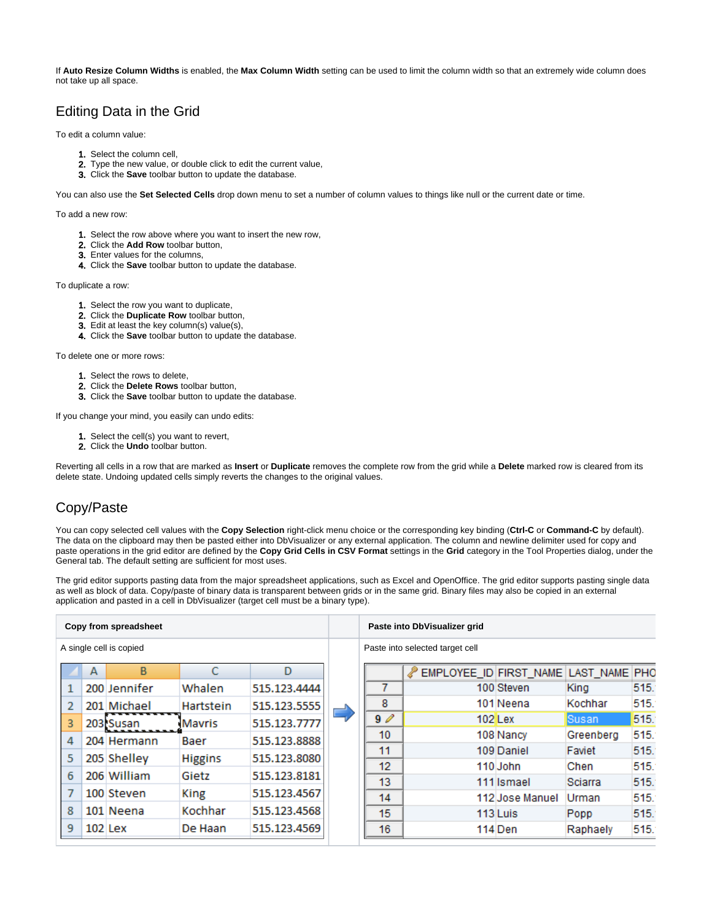If **Auto Resize Column Widths** is enabled, the **Max Column Width** setting can be used to limit the column width so that an extremely wide column does not take up all space.

## Editing Data in the Grid

To edit a column value:

1. Select the column cell,
2. Type the new value, or double click to edit the current value,
3. Click the **Save** toolbar button to update the database.

You can also use the **Set Selected Cells** drop down menu to set a number of column values to things like null or the current date or time.

To add a new row:

1. Select the row above where you want to insert the new row,
2. Click the **Add Row** toolbar button,
3. Enter values for the columns,
4. Click the **Save** toolbar button to update the database.

To duplicate a row:

1. Select the row you want to duplicate,
2. Click the **Duplicate Row** toolbar button,
3. Edit at least the key column(s) value(s),
4. Click the **Save** toolbar button to update the database.

To delete one or more rows:

1. Select the rows to delete,
2. Click the **Delete Rows** toolbar button,
3. Click the **Save** toolbar button to update the database.

If you change your mind, you easily can undo edits:

1. Select the cell(s) you want to revert,
2. Click the **Undo** toolbar button.

Reverting all cells in a row that are marked as **Insert** or **Duplicate** removes the complete row from the grid while a **Delete** marked row is cleared from its delete state. Undoing updated cells simply reverts the changes to the original values.

## Copy/Paste

You can copy selected cell values with the **Copy Selection** right-click menu choice or the corresponding key binding (**Ctrl-C** or **Command-C** by default). The data on the clipboard may then be pasted either into DbVisualizer or any external application. The column and newline delimiter used for copy and paste operations in the grid editor are defined by the **Copy Grid Cells in CSV Format** settings in the **Grid** category in the Tool Properties dialog, under the General tab. The default setting are sufficient for most uses.

The grid editor supports pasting data from the major spreadsheet applications, such as Excel and OpenOffice. The grid editor supports pasting single data as well as block of data. Copy/paste of binary data is transparent between grids or in the same grid. Binary files may also be copied in an external application and pasted in a cell in DbVisualizer (target cell must be a binary type).

| Copy from spreadsheet | | Paste into DbVisualizer grid |
|---|---|---|
| A single cell is copied | | Paste into selected target cell |

**Copy from spreadsheet:**

| | A | B | C | D |
|---|---|---|---|---|
| 1 | 200 | Jennifer | Whalen | 515.123.4444 |
| 2 | 201 | Michael | Hartstein | 515.123.5555 |
| 3 | 203 | Susan | Mavris | 515.123.7777 |
| 4 | 204 | Hermann | Baer | 515.123.8888 |
| 5 | 205 | Shelley | Higgins | 515.123.8080 |
| 6 | 206 | William | Gietz | 515.123.8181 |
| 7 | 100 | Steven | King | 515.123.4567 |
| 8 | 101 | Neena | Kochhar | 515.123.4568 |
| 9 | 102 | Lex | De Haan | 515.123.4569 |

**Paste into DbVisualizer grid:**

| | EMPLOYEE_ID | FIRST_NAME | LAST_NAME | PHO |
|---|---|---|---|---|
| 7 | 100 | Steven | King | 515. |
| 8 | 101 | Neena | Kochhar | 515. |
| 9 | 102 | Lex | Susan | 515. |
| 10 | 108 | Nancy | Greenberg | 515. |
| 11 | 109 | Daniel | Faviet | 515. |
| 12 | 110 | John | Chen | 515. |
| 13 | 111 | Ismael | Sciarra | 515. |
| 14 | 112 | Jose Manuel | Urman | 515. |
| 15 | 113 | Luis | Popp | 515. |
| 16 | 114 | Den | Raphaely | 515. |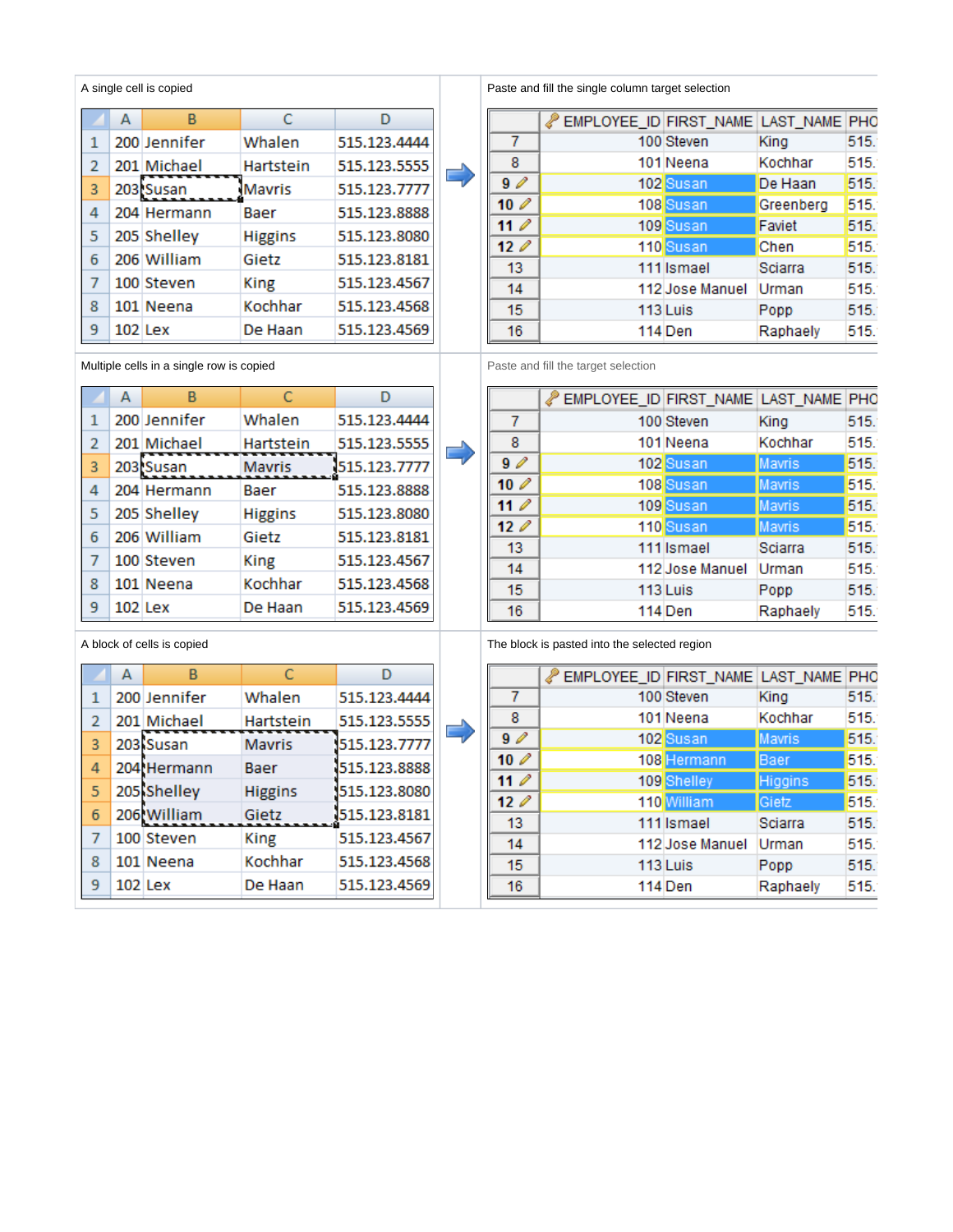| A single cell is copied | Paste and fill the single column target selection |
|---|---|

| | A | B | C | D |
|---|---|---|---|---|
| 1 | 200 | Jennifer | Whalen | 515.123.4444 |
| 2 | 201 | Michael | Hartstein | 515.123.5555 |
| 3 | 203 | Susan | Mavris | 515.123.7777 |
| 4 | 204 | Hermann | Baer | 515.123.8888 |
| 5 | 205 | Shelley | Higgins | 515.123.8080 |
| 6 | 206 | William | Gietz | 515.123.8181 |
| 7 | 100 | Steven | King | 515.123.4567 |
| 8 | 101 | Neena | Kochhar | 515.123.4568 |
| 9 | 102 | Lex | De Haan | 515.123.4569 |

| | EMPLOYEE_ID | FIRST_NAME | LAST_NAME | PHO |
|---|---|---|---|---|
| 7 | 100 | Steven | King | 515. |
| 8 | 101 | Neena | Kochhar | 515. |
| 9 | 102 | Susan | De Haan | 515. |
| 10 | 108 | Susan | Greenberg | 515. |
| 11 | 109 | Susan | Faviet | 515. |
| 12 | 110 | Susan | Chen | 515. |
| 13 | 111 | Ismael | Sciarra | 515. |
| 14 | 112 | Jose Manuel | Urman | 515. |
| 15 | 113 | Luis | Popp | 515. |
| 16 | 114 | Den | Raphaely | 515. |

| Multiple cells in a single row is copied | Paste and fill the target selection |
|---|---|

| | A | B | C | D |
|---|---|---|---|---|
| 1 | 200 | Jennifer | Whalen | 515.123.4444 |
| 2 | 201 | Michael | Hartstein | 515.123.5555 |
| 3 | 203 | Susan | Mavris | 515.123.7777 |
| 4 | 204 | Hermann | Baer | 515.123.8888 |
| 5 | 205 | Shelley | Higgins | 515.123.8080 |
| 6 | 206 | William | Gietz | 515.123.8181 |
| 7 | 100 | Steven | King | 515.123.4567 |
| 8 | 101 | Neena | Kochhar | 515.123.4568 |
| 9 | 102 | Lex | De Haan | 515.123.4569 |

| | EMPLOYEE_ID | FIRST_NAME | LAST_NAME | PHO |
|---|---|---|---|---|
| 7 | 100 | Steven | King | 515. |
| 8 | 101 | Neena | Kochhar | 515. |
| 9 | 102 | Susan | Mavris | 515. |
| 10 | 108 | Susan | Mavris | 515. |
| 11 | 109 | Susan | Mavris | 515. |
| 12 | 110 | Susan | Mavris | 515. |
| 13 | 111 | Ismael | Sciarra | 515. |
| 14 | 112 | Jose Manuel | Urman | 515. |
| 15 | 113 | Luis | Popp | 515. |
| 16 | 114 | Den | Raphaely | 515. |

| A block of cells is copied | The block is pasted into the selected region |
|---|---|

| | A | B | C | D |
|---|---|---|---|---|
| 1 | 200 | Jennifer | Whalen | 515.123.4444 |
| 2 | 201 | Michael | Hartstein | 515.123.5555 |
| 3 | 203 | Susan | Mavris | 515.123.7777 |
| 4 | 204 | Hermann | Baer | 515.123.8888 |
| 5 | 205 | Shelley | Higgins | 515.123.8080 |
| 6 | 206 | William | Gietz | 515.123.8181 |
| 7 | 100 | Steven | King | 515.123.4567 |
| 8 | 101 | Neena | Kochhar | 515.123.4568 |
| 9 | 102 | Lex | De Haan | 515.123.4569 |

| | EMPLOYEE_ID | FIRST_NAME | LAST_NAME | PHO |
|---|---|---|---|---|
| 7 | 100 | Steven | King | 515. |
| 8 | 101 | Neena | Kochhar | 515. |
| 9 | 102 | Susan | Mavris | 515. |
| 10 | 108 | Hermann | Baer | 515. |
| 11 | 109 | Shelley | Higgins | 515. |
| 12 | 110 | William | Gietz | 515. |
| 13 | 111 | Ismael | Sciarra | 515. |
| 14 | 112 | Jose Manuel | Urman | 515. |
| 15 | 113 | Luis | Popp | 515. |
| 16 | 114 | Den | Raphaely | 515. |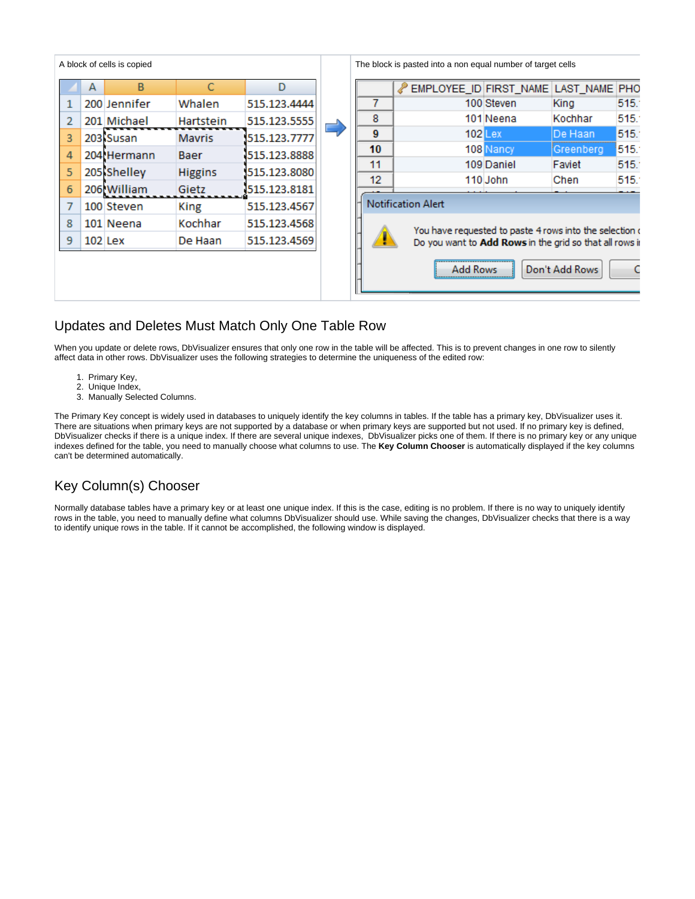| A block of cells is copied | | The block is pasted into a non equal number of target cells |
|---|---|---|

## Updates and Deletes Must Match Only One Table Row

When you update or delete rows, DbVisualizer ensures that only one row in the table will be affected. This is to prevent changes in one row to silently affect data in other rows. DbVisualizer uses the following strategies to determine the uniqueness of the edited row:

1. Primary Key,
2. Unique Index,
3. Manually Selected Columns.

The Primary Key concept is widely used in databases to uniquely identify the key columns in tables. If the table has a primary key, DbVisualizer uses it. There are situations when primary keys are not supported by a database or when primary keys are supported but not used. If no primary key is defined, DbVisualizer checks if there is a unique index. If there are several unique indexes, DbVisualizer picks one of them. If there is no primary key or any unique indexes defined for the table, you need to manually choose what columns to use. The **Key Column Chooser** is automatically displayed if the key columns can't be determined automatically.

## Key Column(s) Chooser

Normally database tables have a primary key or at least one unique index. If this is the case, editing is no problem. If there is no way to uniquely identify rows in the table, you need to manually define what columns DbVisualizer should use. While saving the changes, DbVisualizer checks that there is a way to identify unique rows in the table. If it cannot be accomplished, the following window is displayed.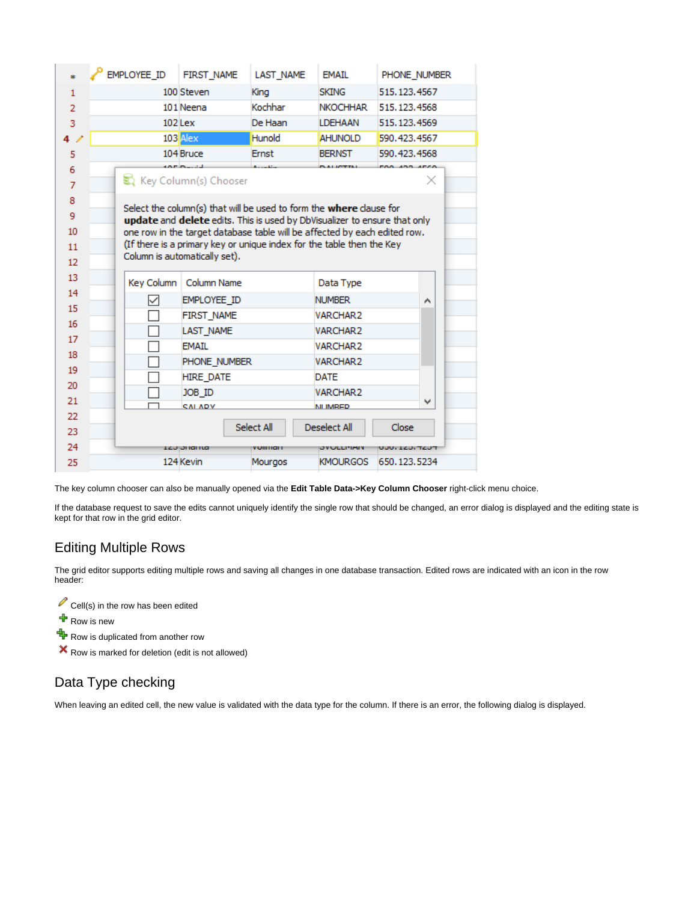The key column chooser can also be manually opened via the **Edit Table Data->Key Column Chooser** right-click menu choice.

If the database request to save the edits cannot uniquely identify the single row that should be changed, an error dialog is displayed and the editing state is kept for that row in the grid editor.

## Editing Multiple Rows

The grid editor supports editing multiple rows and saving all changes in one database transaction. Edited rows are indicated with an icon in the row header:

- Cell(s) in the row has been edited
- Row is new
- Row is duplicated from another row
- Row is marked for deletion (edit is not allowed)

## Data Type checking

When leaving an edited cell, the new value is validated with the data type for the column. If there is an error, the following dialog is displayed.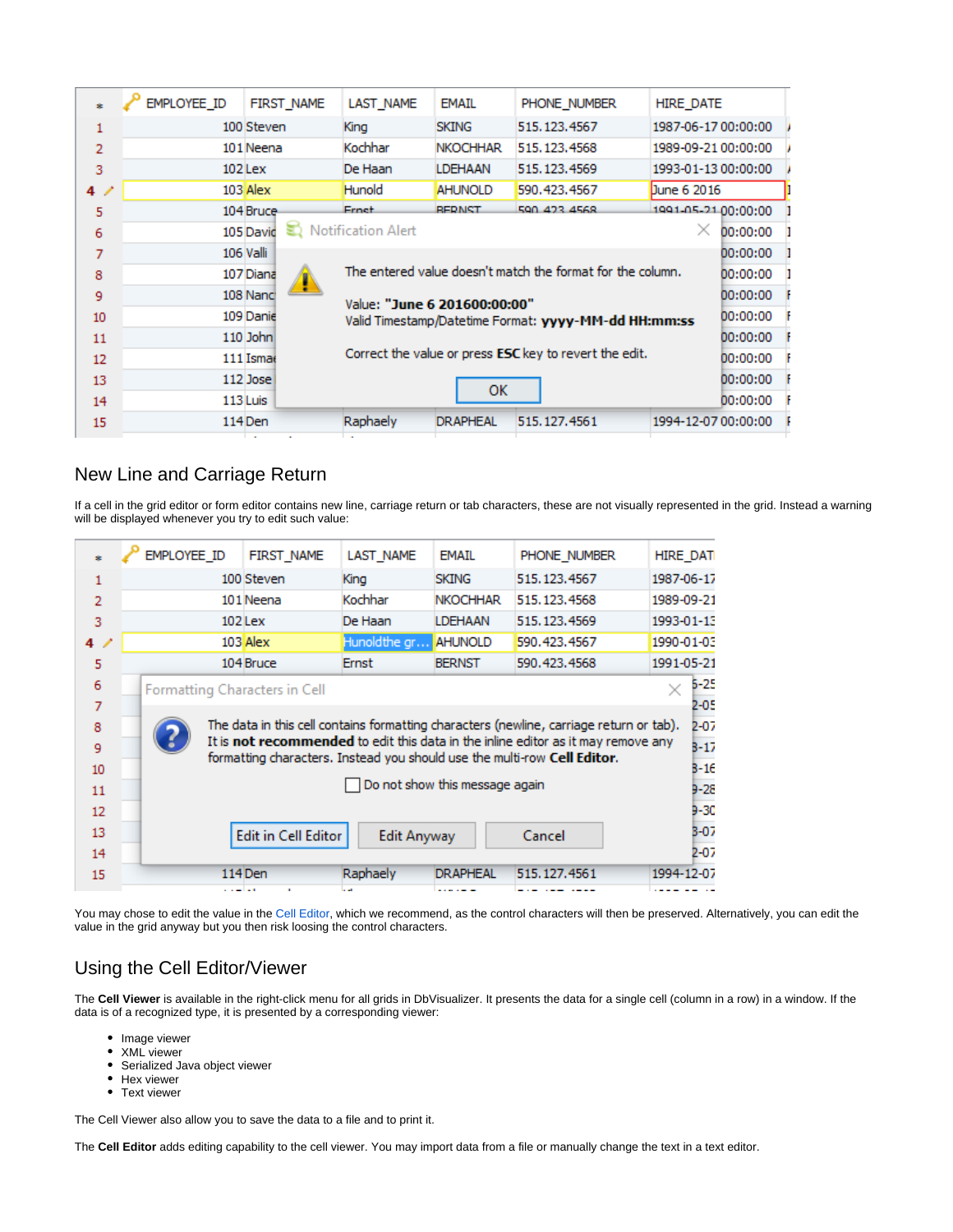## New Line and Carriage Return

If a cell in the grid editor or form editor contains new line, carriage return or tab characters, these are not visually represented in the grid. Instead a warning will be displayed whenever you try to edit such value:

You may chose to edit the value in the Cell Editor, which we recommend, as the control characters will then be preserved. Alternatively, you can edit the value in the grid anyway but you then risk loosing the control characters.

## Using the Cell Editor/Viewer

The **Cell Viewer** is available in the right-click menu for all grids in DbVisualizer. It presents the data for a single cell (column in a row) in a window. If the data is of a recognized type, it is presented by a corresponding viewer:

- Image viewer
- XML viewer
- Serialized Java object viewer
- Hex viewer
- Text viewer

The Cell Viewer also allow you to save the data to a file and to print it.

The **Cell Editor** adds editing capability to the cell viewer. You may import data from a file or manually change the text in a text editor.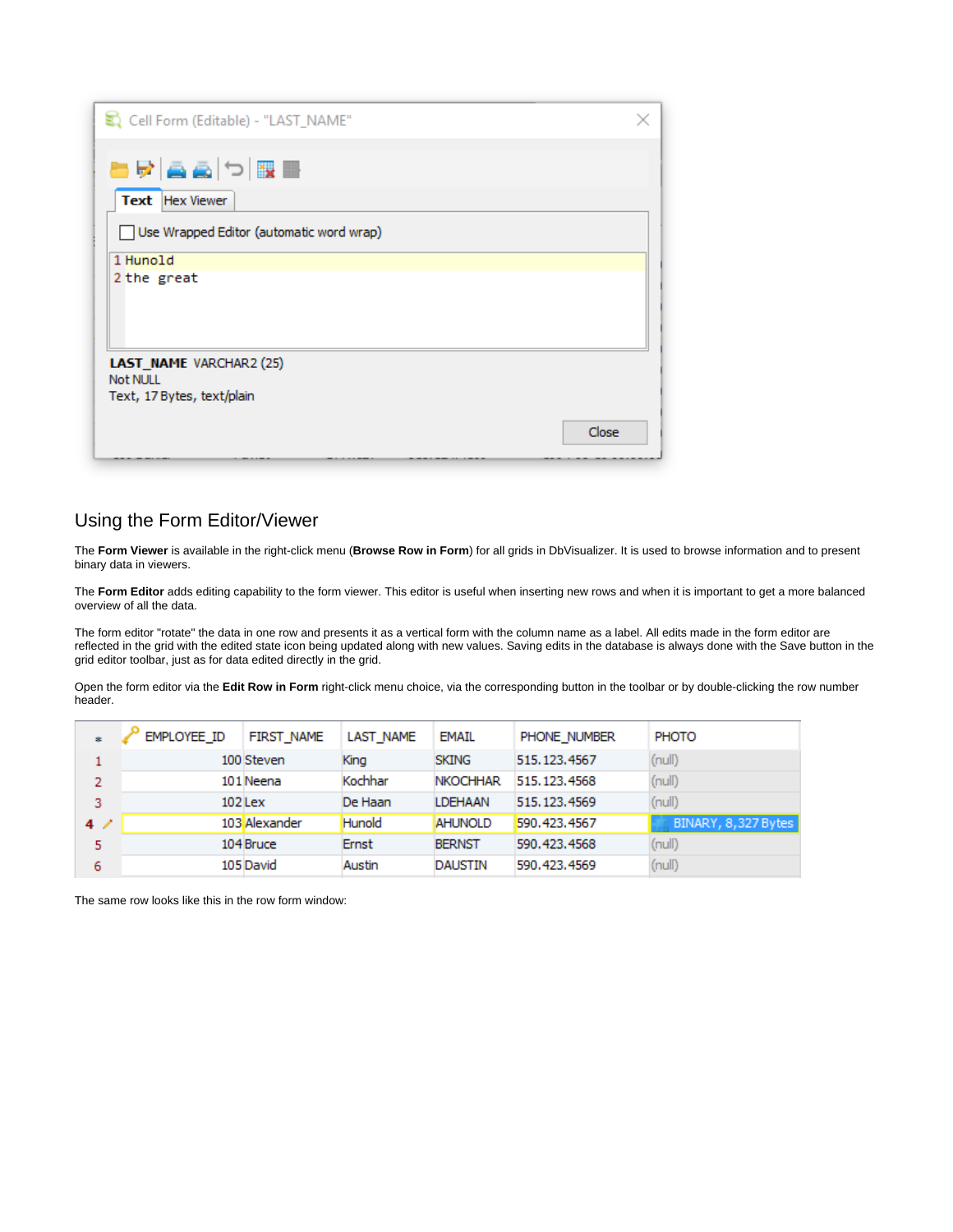## Using the Form Editor/Viewer

The **Form Viewer** is available in the right-click menu (**Browse Row in Form**) for all grids in DbVisualizer. It is used to browse information and to present binary data in viewers.

The **Form Editor** adds editing capability to the form viewer. This editor is useful when inserting new rows and when it is important to get a more balanced overview of all the data.

The form editor "rotate" the data in one row and presents it as a vertical form with the column name as a label. All edits made in the form editor are reflected in the grid with the edited state icon being updated along with new values. Saving edits in the database is always done with the Save button in the grid editor toolbar, just as for data edited directly in the grid.

Open the form editor via the **Edit Row in Form** right-click menu choice, via the corresponding button in the toolbar or by double-clicking the row number header.

The same row looks like this in the row form window: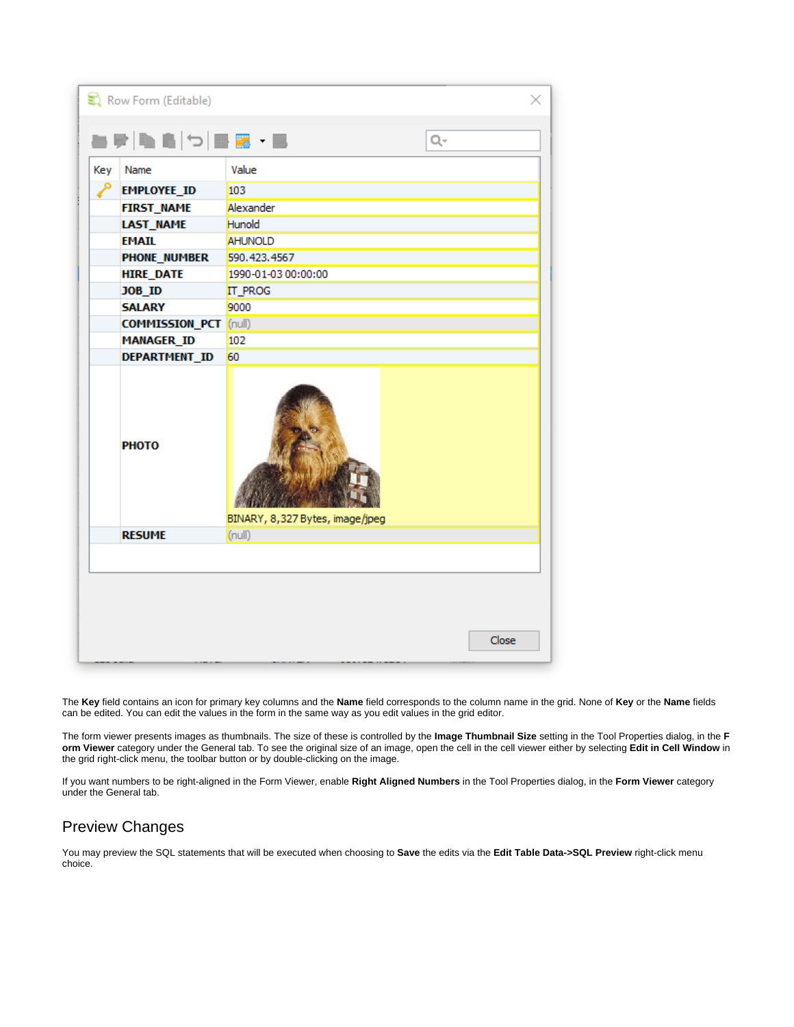The **Key** field contains an icon for primary key columns and the **Name** field corresponds to the column name in the grid. None of **Key** or the **Name** fields can be edited. You can edit the values in the form in the same way as you edit values in the grid editor.

The form viewer presents images as thumbnails. The size of these is controlled by the **Image Thumbnail Size** setting in the Tool Properties dialog, in the **Form Viewer** category under the General tab. To see the original size of an image, open the cell in the cell viewer either by selecting **Edit in Cell Window** in the grid right-click menu, the toolbar button or by double-clicking on the image.

If you want numbers to be right-aligned in the Form Viewer, enable **Right Aligned Numbers** in the Tool Properties dialog, in the **Form Viewer** category under the General tab.

## Preview Changes

You may preview the SQL statements that will be executed when choosing to **Save** the edits via the **Edit Table Data->SQL Preview** right-click menu choice.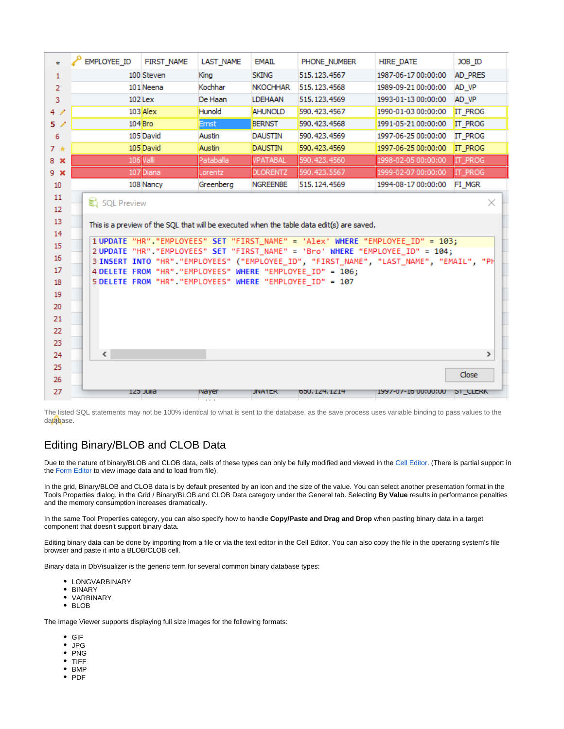The listed SQL statements may not be 100% identical to what is sent to the database, as the save process uses variable binding to pass values to the database.

## Editing Binary/BLOB and CLOB Data

Due to the nature of binary/BLOB and CLOB data, cells of these types can only be fully modified and viewed in the Cell Editor. (There is partial support in the Form Editor to view image data and to load from file).

In the grid, Binary/BLOB and CLOB data is by default presented by an icon and the size of the value. You can select another presentation format in the Tools Properties dialog, in the Grid / Binary/BLOB and CLOB Data category under the General tab. Selecting **By Value** results in performance penalties and the memory consumption increases dramatically.

In the same Tool Properties category, you can also specify how to handle **Copy/Paste and Drag and Drop** when pasting binary data in a target component that doesn't support binary data.

Editing binary data can be done by importing from a file or via the text editor in the Cell Editor. You can also copy the file in the operating system's file browser and paste it into a BLOB/CLOB cell.

Binary data in DbVisualizer is the generic term for several common binary database types:

- LONGVARBINARY
- BINARY
- VARBINARY
- BLOB

The Image Viewer supports displaying full size images for the following formats:

- GIF
- JPG
- PNG
- TIFF
- BMP
- PDF